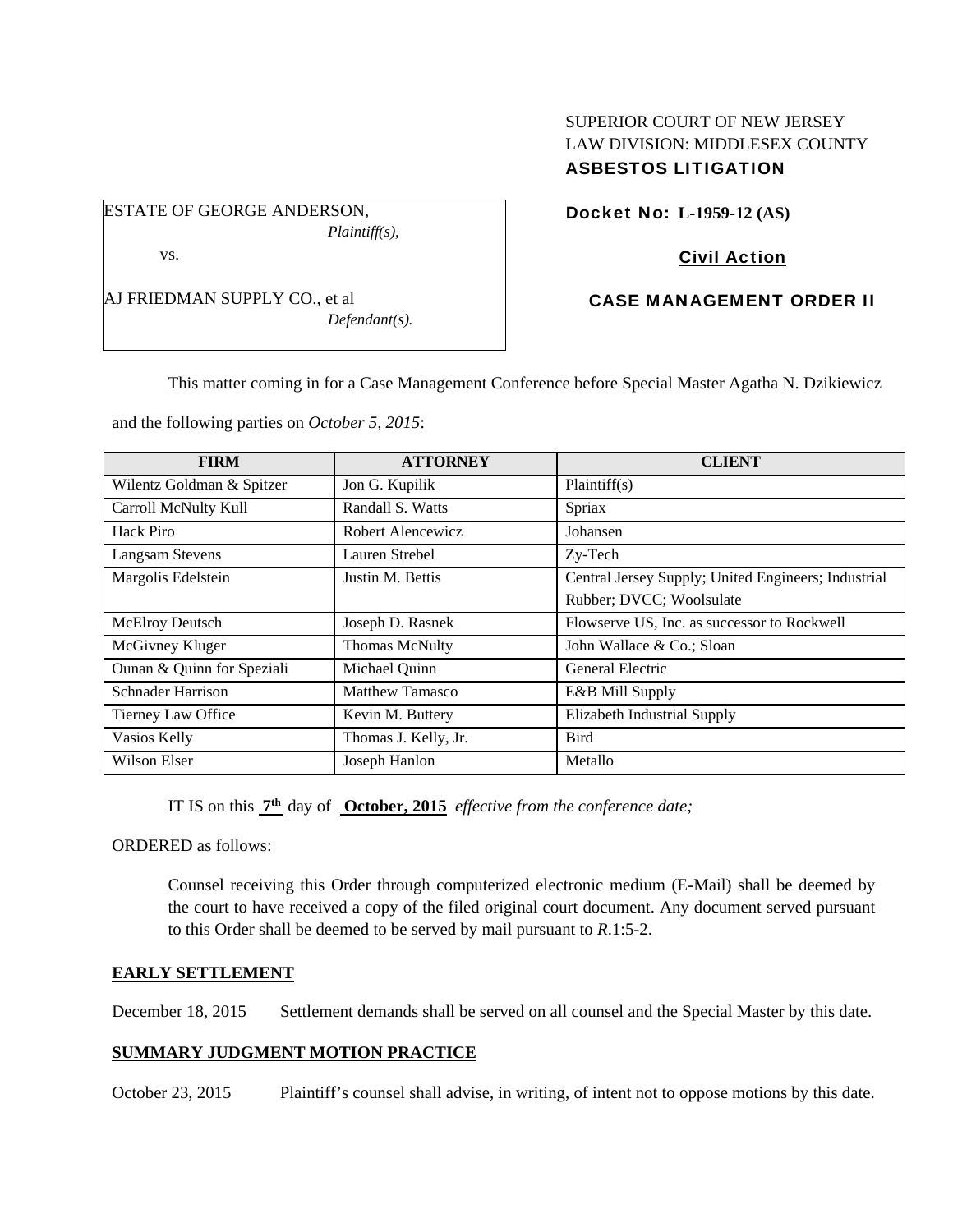SUPERIOR COURT OF NEW JERSEY
LAW DIVISION: MIDDLESEX COUNTY
**ASBESTOS LITIGATION**

ESTATE OF GEORGE ANDERSON,
*Plaintiff(s),*

vs.

AJ FRIEDMAN SUPPLY CO., et al
*Defendant(s).*

**Docket No: L-1959-12 (AS)**

**Civil Action**

**CASE MANAGEMENT ORDER II**

This matter coming in for a Case Management Conference before Special Master Agatha N. Dzikiewicz and the following parties on *October 5, 2015*:

| FIRM | ATTORNEY | CLIENT |
|---|---|---|
| Wilentz Goldman & Spitzer | Jon G. Kupilik | Plaintiff(s) |
| Carroll McNulty Kull | Randall S. Watts | Spriax |
| Hack Piro | Robert Alencewicz | Johansen |
| Langsam Stevens | Lauren Strebel | Zy-Tech |
| Margolis Edelstein | Justin M. Bettis | Central Jersey Supply; United Engineers; Industrial Rubber; DVCC; Woolsulate |
| McElroy Deutsch | Joseph D. Rasnek | Flowserve US, Inc. as successor to Rockwell |
| McGivney Kluger | Thomas McNulty | John Wallace & Co.; Sloan |
| Ounan & Quinn for Speziali | Michael Quinn | General Electric |
| Schnader Harrison | Matthew Tamasco | E&B Mill Supply |
| Tierney Law Office | Kevin M. Buttery | Elizabeth Industrial Supply |
| Vasios Kelly | Thomas J. Kelly, Jr. | Bird |
| Wilson Elser | Joseph Hanlon | Metallo |

IT IS on this **7th** day of **October, 2015** *effective from the conference date;*

ORDERED as follows:

Counsel receiving this Order through computerized electronic medium (E-Mail) shall be deemed by the court to have received a copy of the filed original court document. Any document served pursuant to this Order shall be deemed to be served by mail pursuant to *R*.1:5-2.

**EARLY SETTLEMENT**

December 18, 2015 Settlement demands shall be served on all counsel and the Special Master by this date.

**SUMMARY JUDGMENT MOTION PRACTICE**

October 23, 2015 Plaintiff's counsel shall advise, in writing, of intent not to oppose motions by this date.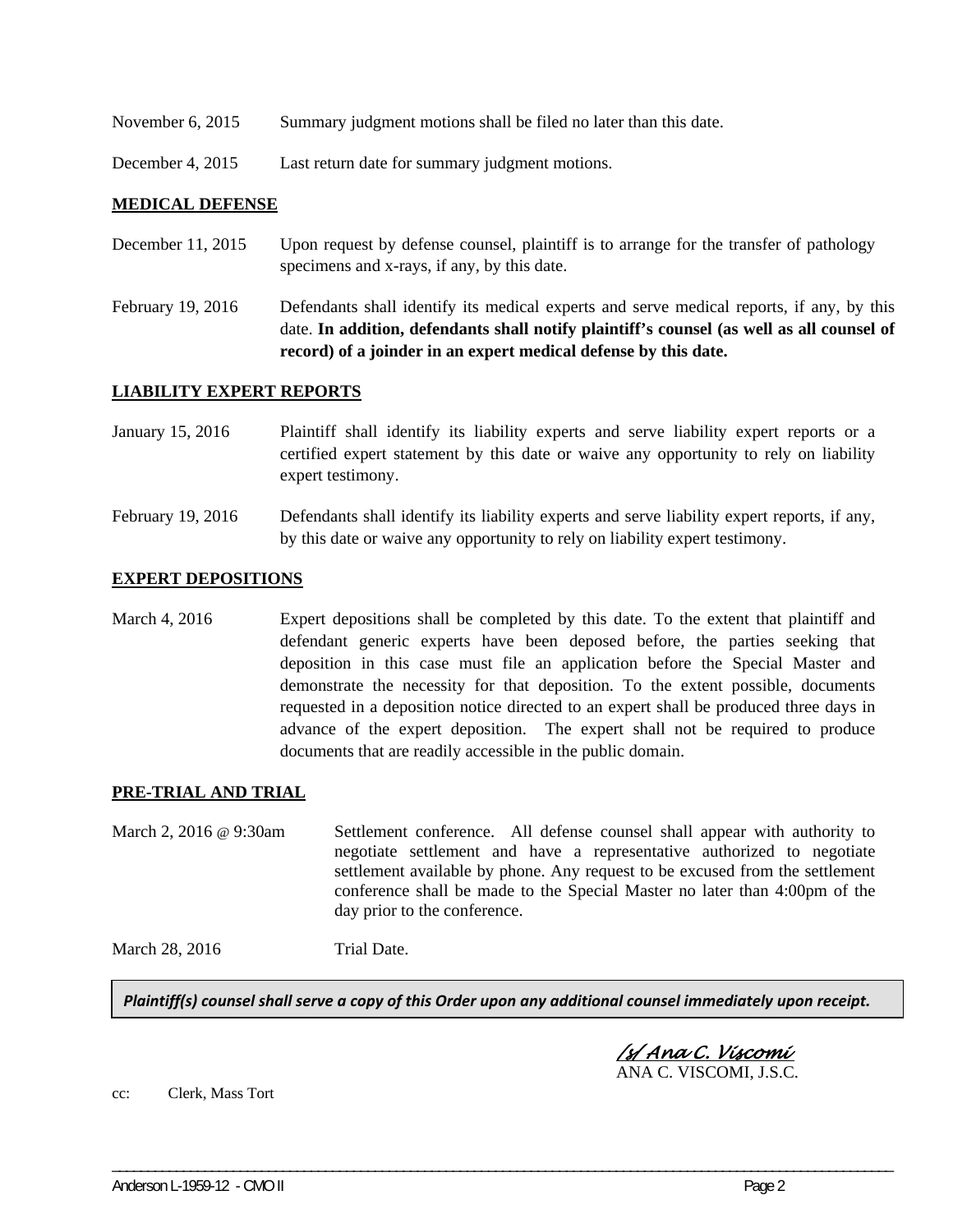November 6, 2015 Summary judgment motions shall be filed no later than this date.

December 4, 2015 Last return date for summary judgment motions.

**MEDICAL DEFENSE**

December 11, 2015 Upon request by defense counsel, plaintiff is to arrange for the transfer of pathology specimens and x-rays, if any, by this date.

February 19, 2016 Defendants shall identify its medical experts and serve medical reports, if any, by this date. **In addition, defendants shall notify plaintiff's counsel (as well as all counsel of record) of a joinder in an expert medical defense by this date.**

**LIABILITY EXPERT REPORTS**

January 15, 2016 Plaintiff shall identify its liability experts and serve liability expert reports or a certified expert statement by this date or waive any opportunity to rely on liability expert testimony.

February 19, 2016 Defendants shall identify its liability experts and serve liability expert reports, if any, by this date or waive any opportunity to rely on liability expert testimony.

**EXPERT DEPOSITIONS**

March 4, 2016 Expert depositions shall be completed by this date. To the extent that plaintiff and defendant generic experts have been deposed before, the parties seeking that deposition in this case must file an application before the Special Master and demonstrate the necessity for that deposition. To the extent possible, documents requested in a deposition notice directed to an expert shall be produced three days in advance of the expert deposition. The expert shall not be required to produce documents that are readily accessible in the public domain.

**PRE-TRIAL AND TRIAL**

March 2, 2016 @ 9:30am Settlement conference. All defense counsel shall appear with authority to negotiate settlement and have a representative authorized to negotiate settlement available by phone. Any request to be excused from the settlement conference shall be made to the Special Master no later than 4:00pm of the day prior to the conference.

March 28, 2016 Trial Date.

***Plaintiff(s) counsel shall serve a copy of this Order upon any additional counsel immediately upon receipt.***

*/s/ Ana C. Viscomi*
ANA C. VISCOMI, J.S.C.

cc: Clerk, Mass Tort